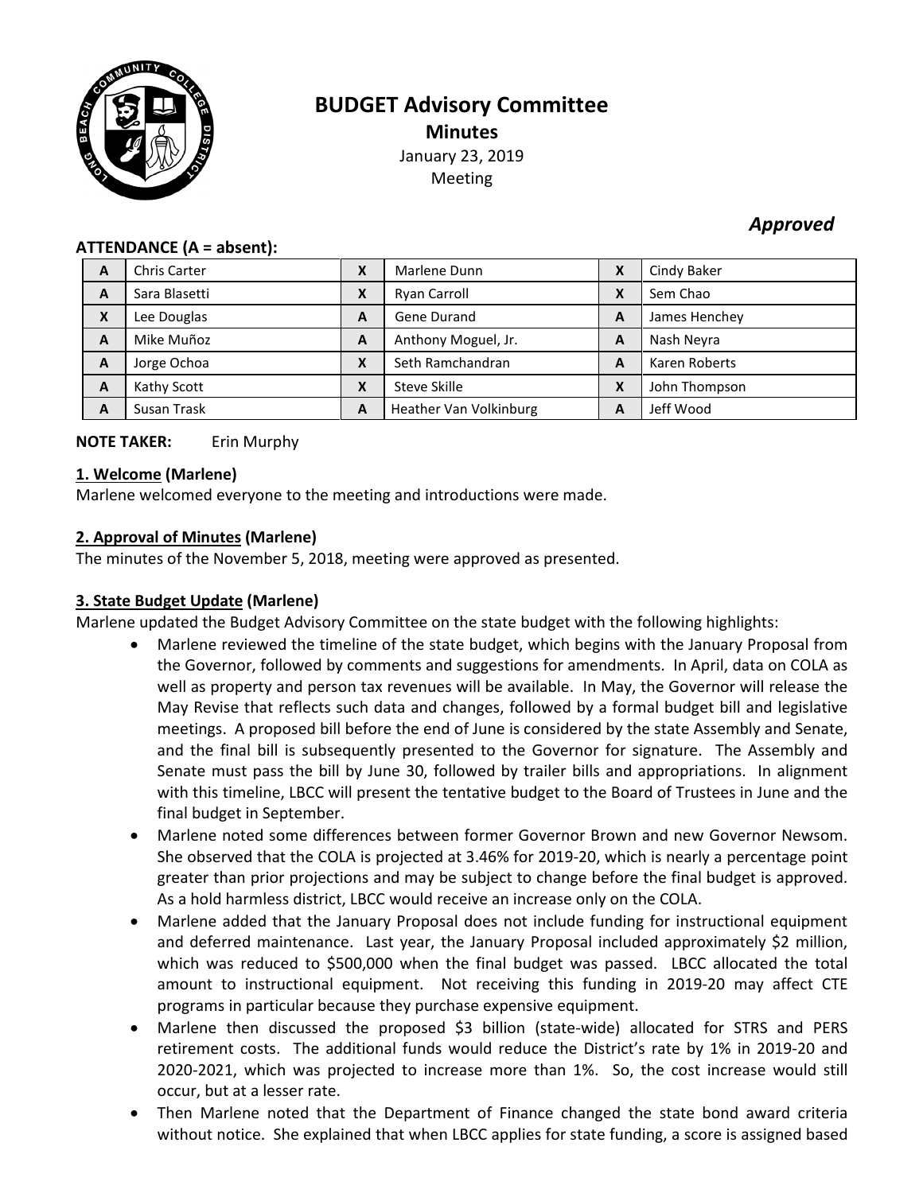# BUDGET Advisory Committee

## Minutes

January 23, 2019
Meeting

***Approved***

**ATTENDANCE (A = absent):**

| | | | | | |
|---|---|---|---|---|---|
| A | Chris Carter | X | Marlene Dunn | X | Cindy Baker |
| A | Sara Blasetti | X | Ryan Carroll | X | Sem Chao |
| X | Lee Douglas | A | Gene Durand | A | James Henchey |
| A | Mike Muñoz | A | Anthony Moguel, Jr. | A | Nash Neyra |
| A | Jorge Ochoa | X | Seth Ramchandran | A | Karen Roberts |
| A | Kathy Scott | X | Steve Skille | X | John Thompson |
| A | Susan Trask | A | Heather Van Volkinburg | A | Jeff Wood |

**NOTE TAKER:** Erin Murphy

**1. Welcome (Marlene)**

Marlene welcomed everyone to the meeting and introductions were made.

**2. Approval of Minutes (Marlene)**

The minutes of the November 5, 2018, meeting were approved as presented.

**3. State Budget Update (Marlene)**

Marlene updated the Budget Advisory Committee on the state budget with the following highlights:

- Marlene reviewed the timeline of the state budget, which begins with the January Proposal from the Governor, followed by comments and suggestions for amendments. In April, data on COLA as well as property and person tax revenues will be available. In May, the Governor will release the May Revise that reflects such data and changes, followed by a formal budget bill and legislative meetings. A proposed bill before the end of June is considered by the state Assembly and Senate, and the final bill is subsequently presented to the Governor for signature. The Assembly and Senate must pass the bill by June 30, followed by trailer bills and appropriations. In alignment with this timeline, LBCC will present the tentative budget to the Board of Trustees in June and the final budget in September.
- Marlene noted some differences between former Governor Brown and new Governor Newsom. She observed that the COLA is projected at 3.46% for 2019-20, which is nearly a percentage point greater than prior projections and may be subject to change before the final budget is approved. As a hold harmless district, LBCC would receive an increase only on the COLA.
- Marlene added that the January Proposal does not include funding for instructional equipment and deferred maintenance. Last year, the January Proposal included approximately $2 million, which was reduced to $500,000 when the final budget was passed. LBCC allocated the total amount to instructional equipment. Not receiving this funding in 2019-20 may affect CTE programs in particular because they purchase expensive equipment.
- Marlene then discussed the proposed $3 billion (state-wide) allocated for STRS and PERS retirement costs. The additional funds would reduce the District's rate by 1% in 2019-20 and 2020-2021, which was projected to increase more than 1%. So, the cost increase would still occur, but at a lesser rate.
- Then Marlene noted that the Department of Finance changed the state bond award criteria without notice. She explained that when LBCC applies for state funding, a score is assigned based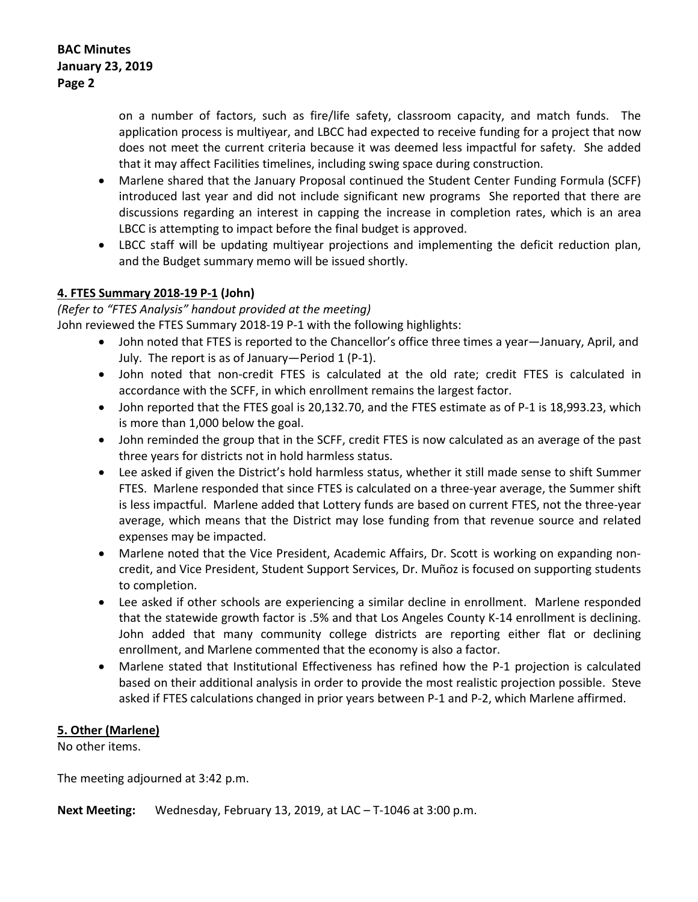on a number of factors, such as fire/life safety, classroom capacity, and match funds. The application process is multiyear, and LBCC had expected to receive funding for a project that now does not meet the current criteria because it was deemed less impactful for safety. She added that it may affect Facilities timelines, including swing space during construction.

- Marlene shared that the January Proposal continued the Student Center Funding Formula (SCFF) introduced last year and did not include significant new programs She reported that there are discussions regarding an interest in capping the increase in completion rates, which is an area LBCC is attempting to impact before the final budget is approved.
- LBCC staff will be updating multiyear projections and implementing the deficit reduction plan, and the Budget summary memo will be issued shortly.

**4. FTES Summary 2018-19 P-1 (John)**

*(Refer to "FTES Analysis" handout provided at the meeting)*

John reviewed the FTES Summary 2018-19 P-1 with the following highlights:

- John noted that FTES is reported to the Chancellor's office three times a year—January, April, and July. The report is as of January—Period 1 (P-1).
- John noted that non-credit FTES is calculated at the old rate; credit FTES is calculated in accordance with the SCFF, in which enrollment remains the largest factor.
- John reported that the FTES goal is 20,132.70, and the FTES estimate as of P-1 is 18,993.23, which is more than 1,000 below the goal.
- John reminded the group that in the SCFF, credit FTES is now calculated as an average of the past three years for districts not in hold harmless status.
- Lee asked if given the District's hold harmless status, whether it still made sense to shift Summer FTES. Marlene responded that since FTES is calculated on a three-year average, the Summer shift is less impactful. Marlene added that Lottery funds are based on current FTES, not the three-year average, which means that the District may lose funding from that revenue source and related expenses may be impacted.
- Marlene noted that the Vice President, Academic Affairs, Dr. Scott is working on expanding non-credit, and Vice President, Student Support Services, Dr. Muñoz is focused on supporting students to completion.
- Lee asked if other schools are experiencing a similar decline in enrollment. Marlene responded that the statewide growth factor is .5% and that Los Angeles County K-14 enrollment is declining. John added that many community college districts are reporting either flat or declining enrollment, and Marlene commented that the economy is also a factor.
- Marlene stated that Institutional Effectiveness has refined how the P-1 projection is calculated based on their additional analysis in order to provide the most realistic projection possible. Steve asked if FTES calculations changed in prior years between P-1 and P-2, which Marlene affirmed.

**5. Other (Marlene)**

No other items.

The meeting adjourned at 3:42 p.m.

**Next Meeting:** Wednesday, February 13, 2019, at LAC – T-1046 at 3:00 p.m.